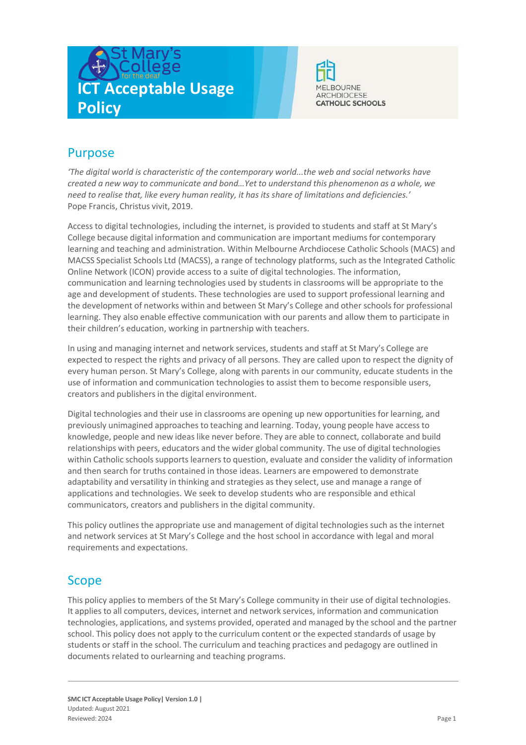# ICT Acceptable Usage Policy

St Mary's College for the deaf

MELBOURNE ARCHDIOCESE CATHOLIC SCHOOLS

## Purpose

*'The digital world is characteristic of the contemporary world...the web and social networks have created a new way to communicate and bond...Yet to understand this phenomenon as a whole, we need to realise that, like every human reality, it has its share of limitations and deficiencies.'*
Pope Francis, Christus vivit, 2019.

Access to digital technologies, including the internet, is provided to students and staff at St Mary's College because digital information and communication are important mediums for contemporary learning and teaching and administration. Within Melbourne Archdiocese Catholic Schools (MACS) and MACSS Specialist Schools Ltd (MACSS), a range of technology platforms, such as the Integrated Catholic Online Network (ICON) provide access to a suite of digital technologies. The information, communication and learning technologies used by students in classrooms will be appropriate to the age and development of students. These technologies are used to support professional learning and the development of networks within and between St Mary's College and other schools for professional learning. They also enable effective communication with our parents and allow them to participate in their children's education, working in partnership with teachers.

In using and managing internet and network services, students and staff at St Mary's College are expected to respect the rights and privacy of all persons. They are called upon to respect the dignity of every human person. St Mary's College, along with parents in our community, educate students in the use of information and communication technologies to assist them to become responsible users, creators and publishers in the digital environment.

Digital technologies and their use in classrooms are opening up new opportunities for learning, and previously unimagined approaches to teaching and learning. Today, young people have access to knowledge, people and new ideas like never before. They are able to connect, collaborate and build relationships with peers, educators and the wider global community. The use of digital technologies within Catholic schools supports learners to question, evaluate and consider the validity of information and then search for truths contained in those ideas. Learners are empowered to demonstrate adaptability and versatility in thinking and strategies as they select, use and manage a range of applications and technologies. We seek to develop students who are responsible and ethical communicators, creators and publishers in the digital community.

This policy outlines the appropriate use and management of digital technologies such as the internet and network services at St Mary's College and the host school in accordance with legal and moral requirements and expectations.

## Scope

This policy applies to members of the St Mary's College community in their use of digital technologies. It applies to all computers, devices, internet and network services, information and communication technologies, applications, and systems provided, operated and managed by the school and the partner school. This policy does not apply to the curriculum content or the expected standards of usage by students or staff in the school. The curriculum and teaching practices and pedagogy are outlined in documents related to ourlearning and teaching programs.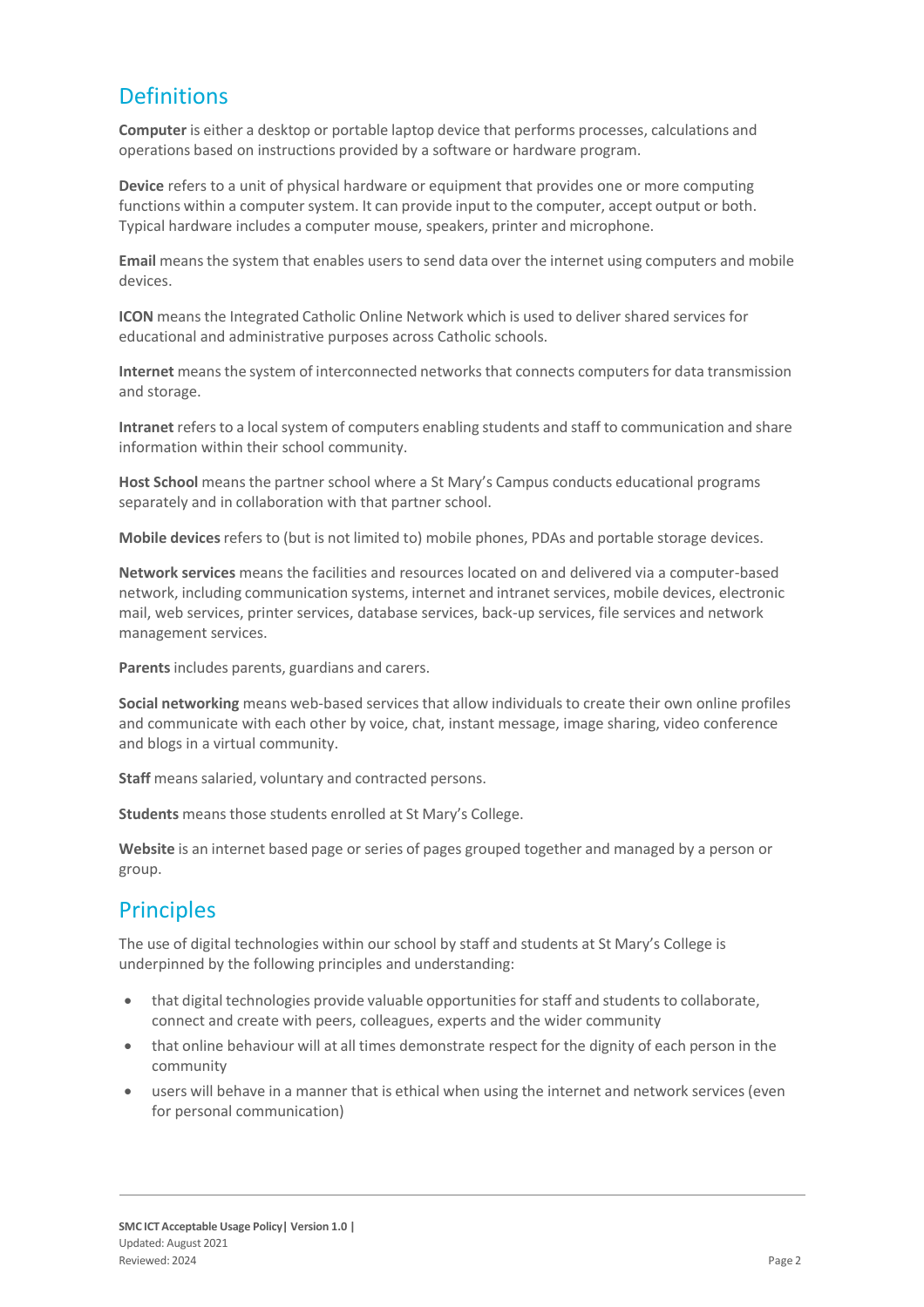## Definitions

**Computer** is either a desktop or portable laptop device that performs processes, calculations and operations based on instructions provided by a software or hardware program.

**Device** refers to a unit of physical hardware or equipment that provides one or more computing functions within a computer system. It can provide input to the computer, accept output or both. Typical hardware includes a computer mouse, speakers, printer and microphone.

**Email** means the system that enables users to send data over the internet using computers and mobile devices.

**ICON** means the Integrated Catholic Online Network which is used to deliver shared services for educational and administrative purposes across Catholic schools.

**Internet** means the system of interconnected networks that connects computers for data transmission and storage.

**Intranet** refers to a local system of computers enabling students and staff to communication and share information within their school community.

**Host School** means the partner school where a St Mary's Campus conducts educational programs separately and in collaboration with that partner school.

**Mobile devices** refers to (but is not limited to) mobile phones, PDAs and portable storage devices.

**Network services** means the facilities and resources located on and delivered via a computer-based network, including communication systems, internet and intranet services, mobile devices, electronic mail, web services, printer services, database services, back-up services, file services and network management services.

**Parents** includes parents, guardians and carers.

**Social networking** means web-based services that allow individuals to create their own online profiles and communicate with each other by voice, chat, instant message, image sharing, video conference and blogs in a virtual community.

**Staff** means salaried, voluntary and contracted persons.

**Students** means those students enrolled at St Mary's College.

**Website** is an internet based page or series of pages grouped together and managed by a person or group.

## Principles

The use of digital technologies within our school by staff and students at St Mary's College is underpinned by the following principles and understanding:

- that digital technologies provide valuable opportunities for staff and students to collaborate, connect and create with peers, colleagues, experts and the wider community
- that online behaviour will at all times demonstrate respect for the dignity of each person in the community
- users will behave in a manner that is ethical when using the internet and network services (even for personal communication)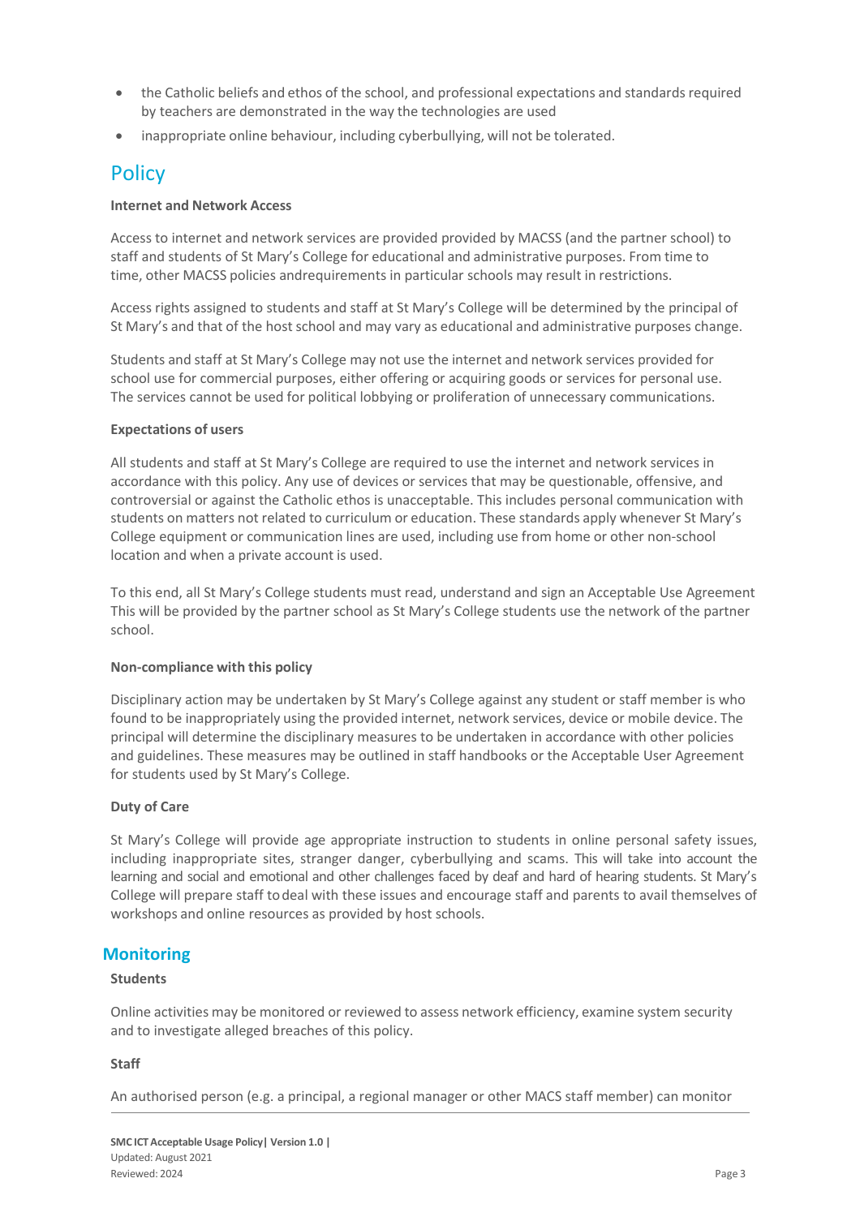- the Catholic beliefs and ethos of the school, and professional expectations and standards required by teachers are demonstrated in the way the technologies are used
- inappropriate online behaviour, including cyberbullying, will not be tolerated.

## Policy

**Internet and Network Access**

Access to internet and network services are provided provided by MACSS (and the partner school) to staff and students of St Mary's College for educational and administrative purposes. From time to time, other MACSS policies andrequirements in particular schools may result in restrictions.

Access rights assigned to students and staff at St Mary's College will be determined by the principal of St Mary's and that of the host school and may vary as educational and administrative purposes change.

Students and staff at St Mary's College may not use the internet and network services provided for school use for commercial purposes, either offering or acquiring goods or services for personal use. The services cannot be used for political lobbying or proliferation of unnecessary communications.

**Expectations of users**

All students and staff at St Mary's College are required to use the internet and network services in accordance with this policy. Any use of devices or services that may be questionable, offensive, and controversial or against the Catholic ethos is unacceptable. This includes personal communication with students on matters not related to curriculum or education. These standards apply whenever St Mary's College equipment or communication lines are used, including use from home or other non-school location and when a private account is used.

To this end, all St Mary's College students must read, understand and sign an Acceptable Use Agreement This will be provided by the partner school as St Mary's College students use the network of the partner school.

**Non-compliance with this policy**

Disciplinary action may be undertaken by St Mary's College against any student or staff member is who found to be inappropriately using the provided internet, network services, device or mobile device. The principal will determine the disciplinary measures to be undertaken in accordance with other policies and guidelines. These measures may be outlined in staff handbooks or the Acceptable User Agreement for students used by St Mary's College.

**Duty of Care**

St Mary's College will provide age appropriate instruction to students in online personal safety issues, including inappropriate sites, stranger danger, cyberbullying and scams. This will take into account the learning and social and emotional and other challenges faced by deaf and hard of hearing students. St Mary's College will prepare staff to deal with these issues and encourage staff and parents to avail themselves of workshops and online resources as provided by host schools.

## Monitoring

**Students**

Online activities may be monitored or reviewed to assess network efficiency, examine system security and to investigate alleged breaches of this policy.

**Staff**

An authorised person (e.g. a principal, a regional manager or other MACS staff member) can monitor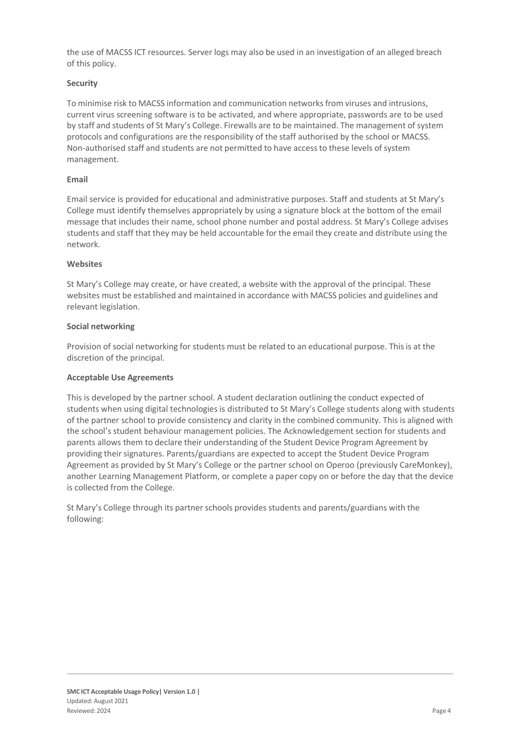the use of MACSS ICT resources. Server logs may also be used in an investigation of an alleged breach of this policy.

### Security

To minimise risk to MACSS information and communication networks from viruses and intrusions, current virus screening software is to be activated, and where appropriate, passwords are to be used by staff and students of St Mary's College. Firewalls are to be maintained. The management of system protocols and configurations are the responsibility of the staff authorised by the school or MACSS. Non-authorised staff and students are not permitted to have access to these levels of system management.

### Email

Email service is provided for educational and administrative purposes. Staff and students at St Mary's College must identify themselves appropriately by using a signature block at the bottom of the email message that includes their name, school phone number and postal address. St Mary's College advises students and staff that they may be held accountable for the email they create and distribute using the network.

### Websites

St Mary's College may create, or have created, a website with the approval of the principal. These websites must be established and maintained in accordance with MACSS policies and guidelines and relevant legislation.

### Social networking

Provision of social networking for students must be related to an educational purpose. This is at the discretion of the principal.

### Acceptable Use Agreements

This is developed by the partner school. A student declaration outlining the conduct expected of students when using digital technologies is distributed to St Mary's College students along with students of the partner school to provide consistency and clarity in the combined community. This is aligned with the school's student behaviour management policies. The Acknowledgement section for students and parents allows them to declare their understanding of the Student Device Program Agreement by providing their signatures. Parents/guardians are expected to accept the Student Device Program Agreement as provided by St Mary's College or the partner school on Operoo (previously CareMonkey), another Learning Management Platform, or complete a paper copy on or before the day that the device is collected from the College.

St Mary's College through its partner schools provides students and parents/guardians with the following: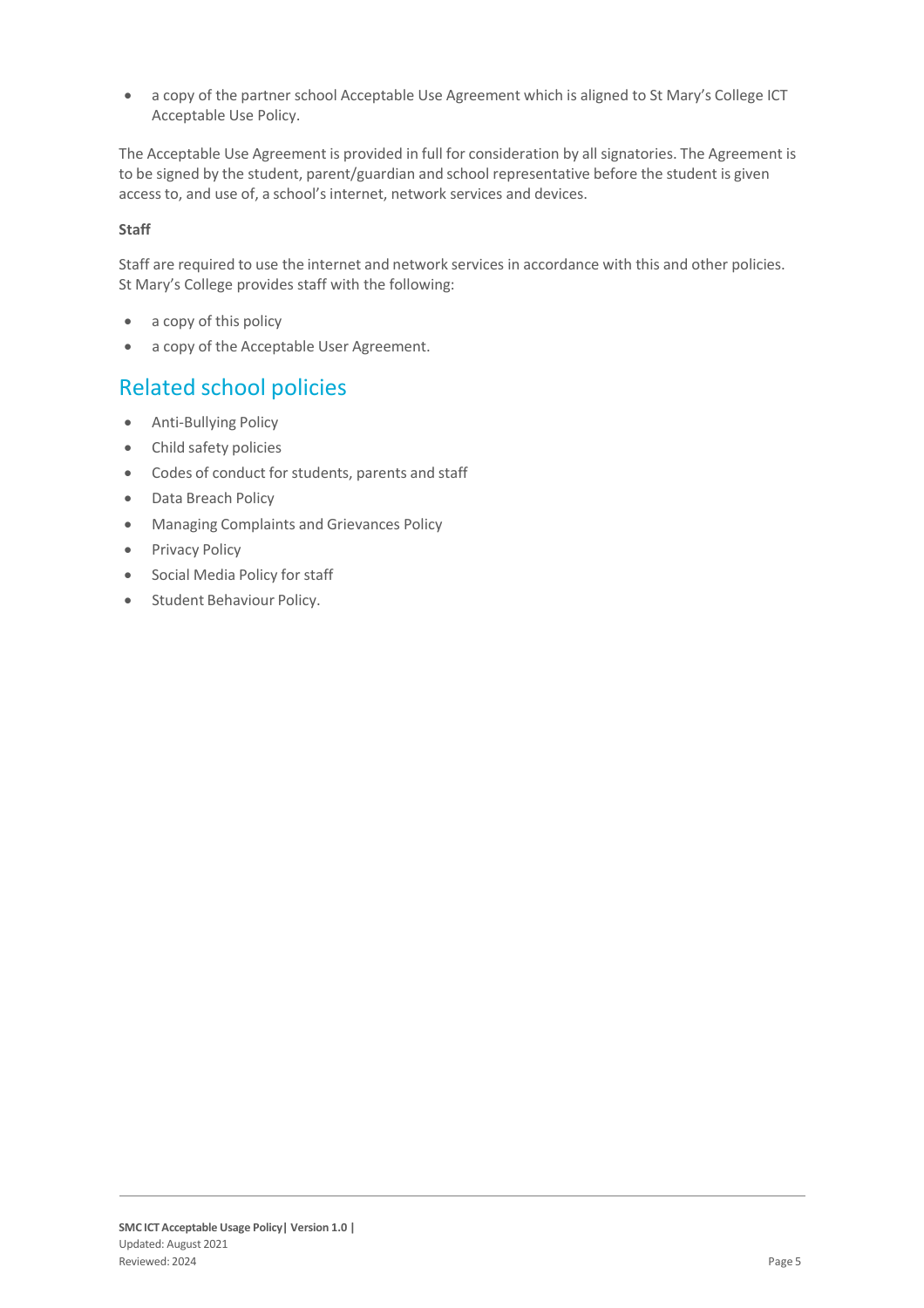- a copy of the partner school Acceptable Use Agreement which is aligned to St Mary's College ICT Acceptable Use Policy.

The Acceptable Use Agreement is provided in full for consideration by all signatories. The Agreement is to be signed by the student, parent/guardian and school representative before the student is given access to, and use of, a school's internet, network services and devices.

**Staff**

Staff are required to use the internet and network services in accordance with this and other policies. St Mary's College provides staff with the following:

- a copy of this policy
- a copy of the Acceptable User Agreement.

## Related school policies

- Anti-Bullying Policy
- Child safety policies
- Codes of conduct for students, parents and staff
- Data Breach Policy
- Managing Complaints and Grievances Policy
- Privacy Policy
- Social Media Policy for staff
- Student Behaviour Policy.